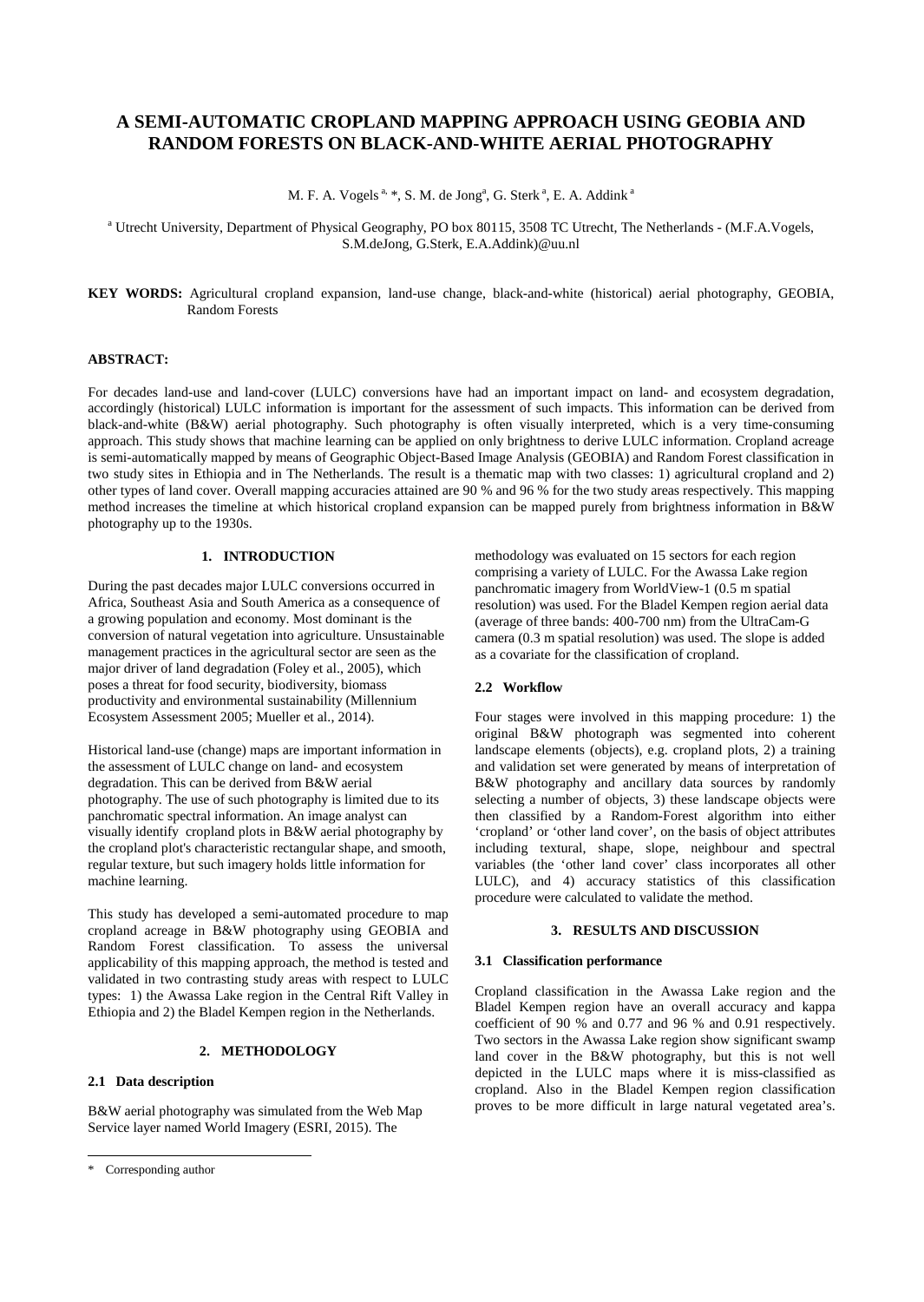# A SEMI-AUTOMATIC CROPLAND MAPPING APPROACH USING GEOBIA AND RANDOM FORESTS ON BLACK-AND-WHITE AERIAL PHOTOGRAPHY

M. F. A. Vogels [a, *], S. M. de Jong[a], G. Sterk [a], E. A. Addink [a]

[a] Utrecht University, Department of Physical Geography, PO box 80115, 3508 TC Utrecht, The Netherlands - (M.F.A.Vogels, S.M.deJong, G.Sterk, E.A.Addink)@uu.nl

**KEY WORDS:** Agricultural cropland expansion, land-use change, black-and-white (historical) aerial photography, GEOBIA, Random Forests

**ABSTRACT:**

For decades land-use and land-cover (LULC) conversions have had an important impact on land- and ecosystem degradation, accordingly (historical) LULC information is important for the assessment of such impacts. This information can be derived from black-and-white (B&W) aerial photography. Such photography is often visually interpreted, which is a very time-consuming approach. This study shows that machine learning can be applied on only brightness to derive LULC information. Cropland acreage is semi-automatically mapped by means of Geographic Object-Based Image Analysis (GEOBIA) and Random Forest classification in two study sites in Ethiopia and in The Netherlands. The result is a thematic map with two classes: 1) agricultural cropland and 2) other types of land cover. Overall mapping accuracies attained are 90 % and 96 % for the two study areas respectively. This mapping method increases the timeline at which historical cropland expansion can be mapped purely from brightness information in B&W photography up to the 1930s.

## 1. INTRODUCTION

During the past decades major LULC conversions occurred in Africa, Southeast Asia and South America as a consequence of a growing population and economy. Most dominant is the conversion of natural vegetation into agriculture. Unsustainable management practices in the agricultural sector are seen as the major driver of land degradation (Foley et al., 2005), which poses a threat for food security, biodiversity, biomass productivity and environmental sustainability (Millennium Ecosystem Assessment 2005; Mueller et al., 2014).

Historical land-use (change) maps are important information in the assessment of LULC change on land- and ecosystem degradation. This can be derived from B&W aerial photography. The use of such photography is limited due to its panchromatic spectral information. An image analyst can visually identify cropland plots in B&W aerial photography by the cropland plot's characteristic rectangular shape, and smooth, regular texture, but such imagery holds little information for machine learning.

This study has developed a semi-automated procedure to map cropland acreage in B&W photography using GEOBIA and Random Forest classification. To assess the universal applicability of this mapping approach, the method is tested and validated in two contrasting study areas with respect to LULC types: 1) the Awassa Lake region in the Central Rift Valley in Ethiopia and 2) the Bladel Kempen region in the Netherlands.

## 2. METHODOLOGY

### 2.1 Data description

B&W aerial photography was simulated from the Web Map Service layer named World Imagery (ESRI, 2015). The methodology was evaluated on 15 sectors for each region comprising a variety of LULC. For the Awassa Lake region panchromatic imagery from WorldView-1 (0.5 m spatial resolution) was used. For the Bladel Kempen region aerial data (average of three bands: 400-700 nm) from the UltraCam-G camera (0.3 m spatial resolution) was used. The slope is added as a covariate for the classification of cropland.

### 2.2 Workflow

Four stages were involved in this mapping procedure: 1) the original B&W photograph was segmented into coherent landscape elements (objects), e.g. cropland plots, 2) a training and validation set were generated by means of interpretation of B&W photography and ancillary data sources by randomly selecting a number of objects, 3) these landscape objects were then classified by a Random-Forest algorithm into either 'cropland' or 'other land cover', on the basis of object attributes including textural, shape, slope, neighbour and spectral variables (the 'other land cover' class incorporates all other LULC), and 4) accuracy statistics of this classification procedure were calculated to validate the method.

## 3. RESULTS AND DISCUSSION

### 3.1 Classification performance

Cropland classification in the Awassa Lake region and the Bladel Kempen region have an overall accuracy and kappa coefficient of 90 % and 0.77 and 96 % and 0.91 respectively. Two sectors in the Awassa Lake region show significant swamp land cover in the B&W photography, but this is not well depicted in the LULC maps where it is miss-classified as cropland. Also in the Bladel Kempen region classification proves to be more difficult in large natural vegetated area's.

* Corresponding author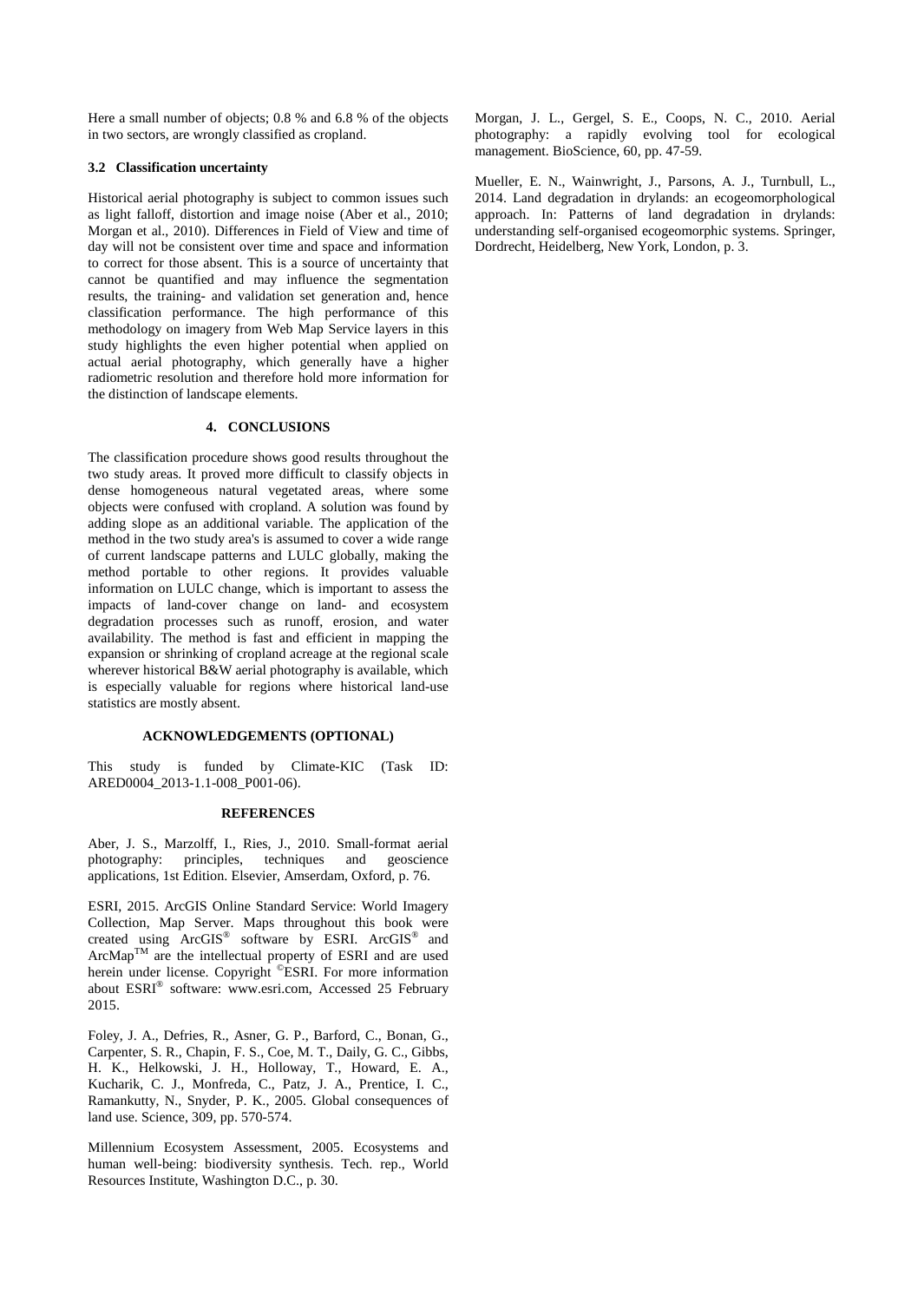Here a small number of objects; 0.8 % and 6.8 % of the objects in two sectors, are wrongly classified as cropland.

### 3.2 Classification uncertainty

Historical aerial photography is subject to common issues such as light falloff, distortion and image noise (Aber et al., 2010; Morgan et al., 2010). Differences in Field of View and time of day will not be consistent over time and space and information to correct for those absent. This is a source of uncertainty that cannot be quantified and may influence the segmentation results, the training- and validation set generation and, hence classification performance. The high performance of this methodology on imagery from Web Map Service layers in this study highlights the even higher potential when applied on actual aerial photography, which generally have a higher radiometric resolution and therefore hold more information for the distinction of landscape elements.

## 4. CONCLUSIONS

The classification procedure shows good results throughout the two study areas. It proved more difficult to classify objects in dense homogeneous natural vegetated areas, where some objects were confused with cropland. A solution was found by adding slope as an additional variable. The application of the method in the two study area's is assumed to cover a wide range of current landscape patterns and LULC globally, making the method portable to other regions. It provides valuable information on LULC change, which is important to assess the impacts of land-cover change on land- and ecosystem degradation processes such as runoff, erosion, and water availability. The method is fast and efficient in mapping the expansion or shrinking of cropland acreage at the regional scale wherever historical B&W aerial photography is available, which is especially valuable for regions where historical land-use statistics are mostly absent.

## ACKNOWLEDGEMENTS (OPTIONAL)

This study is funded by Climate-KIC (Task ID: ARED0004_2013-1.1-008_P001-06).

## REFERENCES

Aber, J. S., Marzolff, I., Ries, J., 2010. Small-format aerial photography: principles, techniques and geoscience applications, 1st Edition. Elsevier, Amserdam, Oxford, p. 76.

ESRI, 2015. ArcGIS Online Standard Service: World Imagery Collection, Map Server. Maps throughout this book were created using ArcGIS® software by ESRI. ArcGIS® and ArcMap™ are the intellectual property of ESRI and are used herein under license. Copyright ©ESRI. For more information about ESRI® software: www.esri.com, Accessed 25 February 2015.

Foley, J. A., Defries, R., Asner, G. P., Barford, C., Bonan, G., Carpenter, S. R., Chapin, F. S., Coe, M. T., Daily, G. C., Gibbs, H. K., Helkowski, J. H., Holloway, T., Howard, E. A., Kucharik, C. J., Monfreda, C., Patz, J. A., Prentice, I. C., Ramankutty, N., Snyder, P. K., 2005. Global consequences of land use. Science, 309, pp. 570-574.

Millennium Ecosystem Assessment, 2005. Ecosystems and human well-being: biodiversity synthesis. Tech. rep., World Resources Institute, Washington D.C., p. 30.

Morgan, J. L., Gergel, S. E., Coops, N. C., 2010. Aerial photography: a rapidly evolving tool for ecological management. BioScience, 60, pp. 47-59.

Mueller, E. N., Wainwright, J., Parsons, A. J., Turnbull, L., 2014. Land degradation in drylands: an ecogeomorphological approach. In: Patterns of land degradation in drylands: understanding self-organised ecogeomorphic systems. Springer, Dordrecht, Heidelberg, New York, London, p. 3.